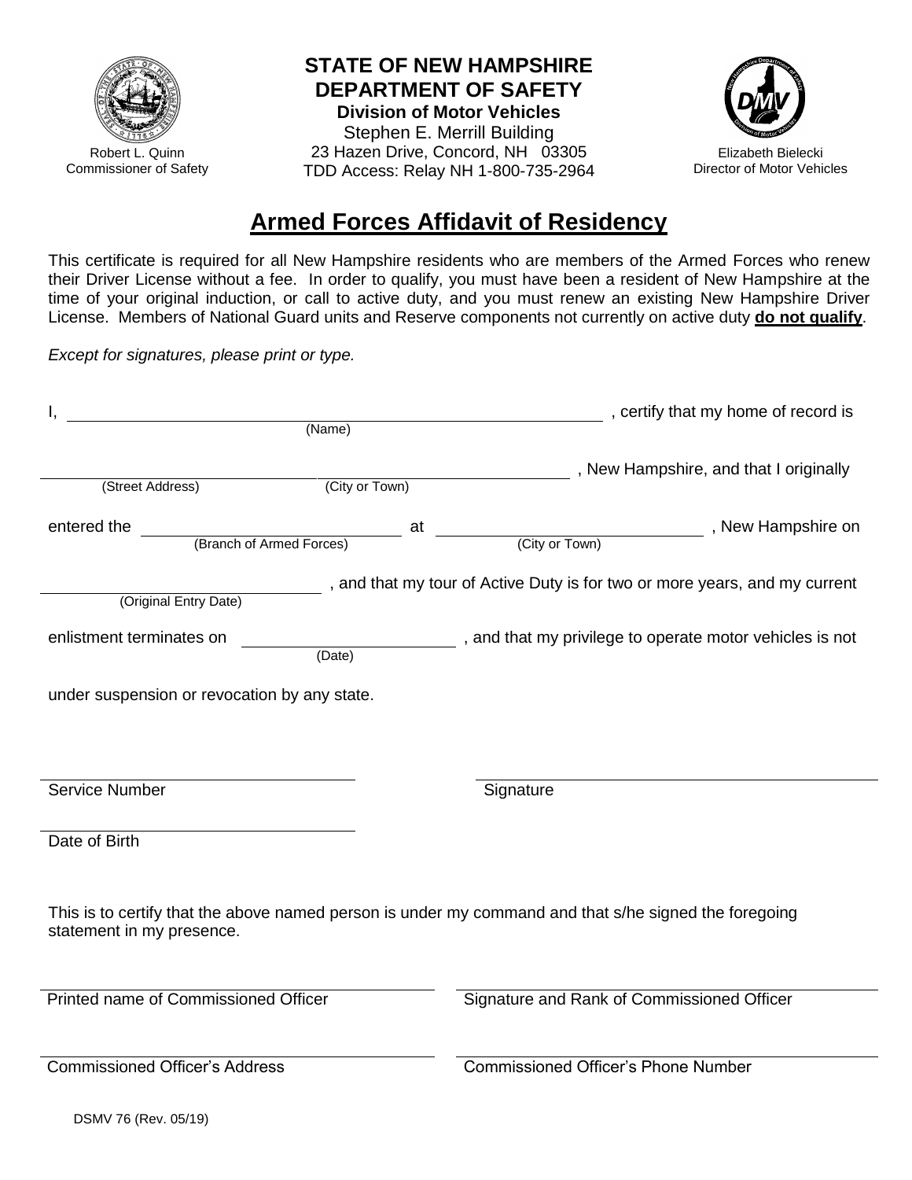Robert L. Quinn
Commissioner of Safety

**STATE OF NEW HAMPSHIRE**
**DEPARTMENT OF SAFETY**
**Division of Motor Vehicles**
Stephen E. Merrill Building
23 Hazen Drive, Concord, NH 03305
TDD Access: Relay NH 1-800-735-2964

Elizabeth Bielecki
Director of Motor Vehicles

# Armed Forces Affidavit of Residency

This certificate is required for all New Hampshire residents who are members of the Armed Forces who renew their Driver License without a fee. In order to qualify, you must have been a resident of New Hampshire at the time of your original induction, or call to active duty, and you must renew an existing New Hampshire Driver License. Members of National Guard units and Reserve components not currently on active duty **do not qualify**.

*Except for signatures, please print or type.*

I, ______________________________ (Name), certify that my home of record is

______________________ (Street Address) ______________________ (City or Town), New Hampshire, and that I originally

entered the ______________________ (Branch of Armed Forces) at ______________________ (City or Town), New Hampshire on

______________________ (Original Entry Date), and that my tour of Active Duty is for two or more years, and my current

enlistment terminates on ______________________ (Date), and that my privilege to operate motor vehicles is not

under suspension or revocation by any state.

______________________ Service Number

______________________ Signature

______________________ Date of Birth

This is to certify that the above named person is under my command and that s/he signed the foregoing statement in my presence.

______________________ Printed name of Commissioned Officer

______________________ Signature and Rank of Commissioned Officer

______________________ Commissioned Officer's Address

______________________ Commissioned Officer's Phone Number

DSMV 76 (Rev. 05/19)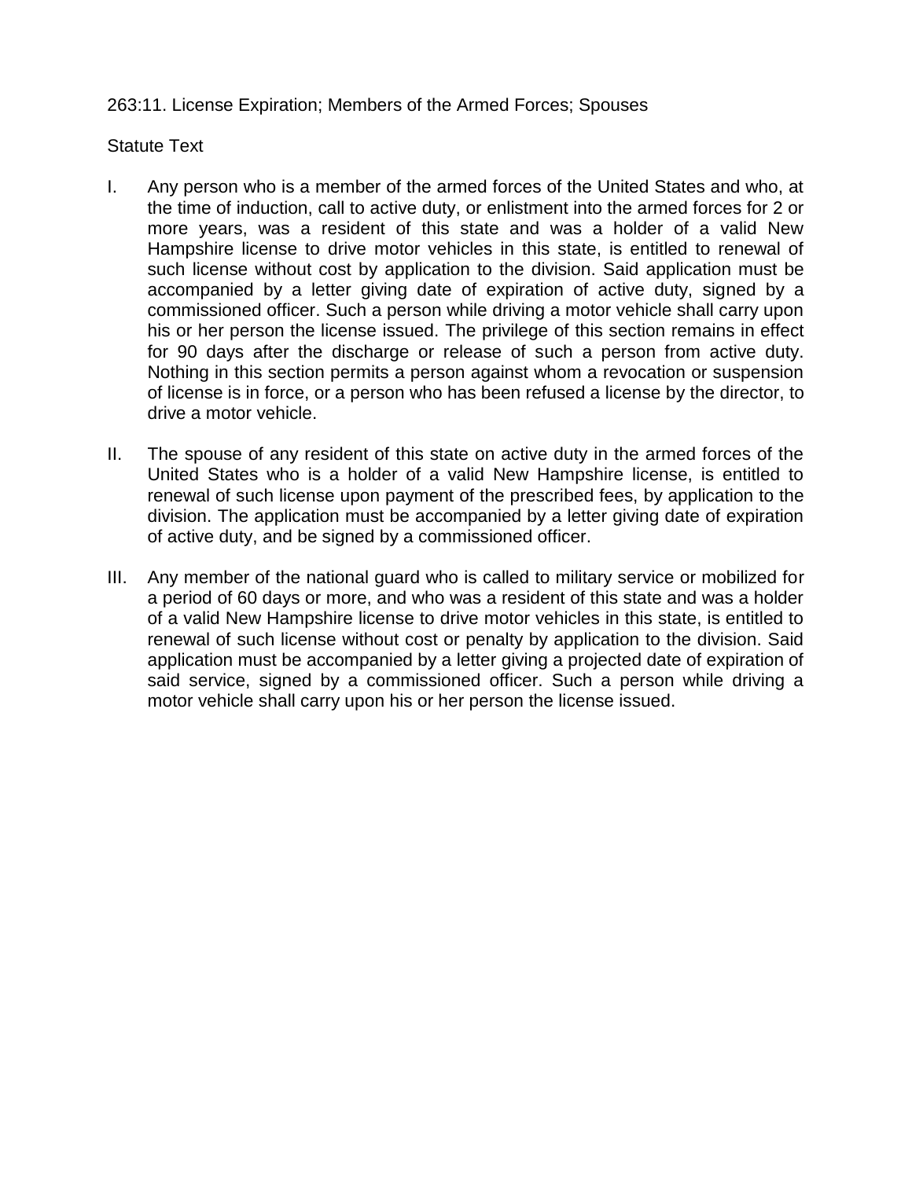263:11. License Expiration; Members of the Armed Forces; Spouses

Statute Text

I. Any person who is a member of the armed forces of the United States and who, at the time of induction, call to active duty, or enlistment into the armed forces for 2 or more years, was a resident of this state and was a holder of a valid New Hampshire license to drive motor vehicles in this state, is entitled to renewal of such license without cost by application to the division. Said application must be accompanied by a letter giving date of expiration of active duty, signed by a commissioned officer. Such a person while driving a motor vehicle shall carry upon his or her person the license issued. The privilege of this section remains in effect for 90 days after the discharge or release of such a person from active duty. Nothing in this section permits a person against whom a revocation or suspension of license is in force, or a person who has been refused a license by the director, to drive a motor vehicle.

II. The spouse of any resident of this state on active duty in the armed forces of the United States who is a holder of a valid New Hampshire license, is entitled to renewal of such license upon payment of the prescribed fees, by application to the division. The application must be accompanied by a letter giving date of expiration of active duty, and be signed by a commissioned officer.

III. Any member of the national guard who is called to military service or mobilized for a period of 60 days or more, and who was a resident of this state and was a holder of a valid New Hampshire license to drive motor vehicles in this state, is entitled to renewal of such license without cost or penalty by application to the division. Said application must be accompanied by a letter giving a projected date of expiration of said service, signed by a commissioned officer. Such a person while driving a motor vehicle shall carry upon his or her person the license issued.